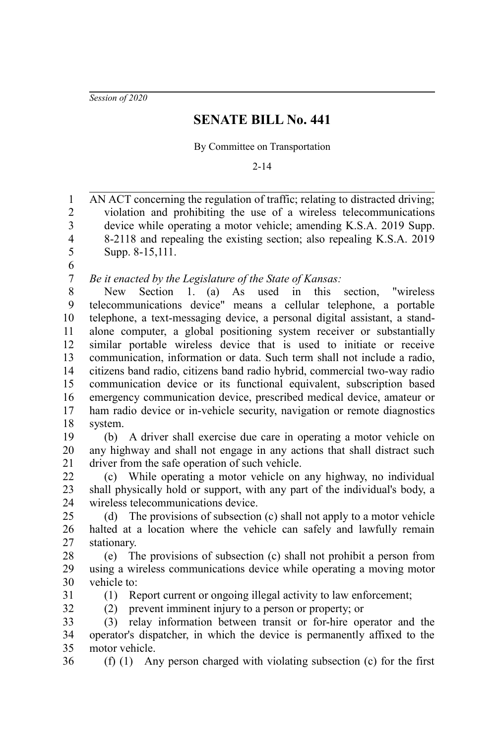*Session of 2020*

# SENATE BILL No. 441

By Committee on Transportation

2-14

AN ACT concerning the regulation of traffic; relating to distracted driving; violation and prohibiting the use of a wireless telecommunications device while operating a motor vehicle; amending K.S.A. 2019 Supp. 8-2118 and repealing the existing section; also repealing K.S.A. 2019 Supp. 8-15,111.

*Be it enacted by the Legislature of the State of Kansas:*

New Section 1. (a) As used in this section, "wireless telecommunications device" means a cellular telephone, a portable telephone, a text-messaging device, a personal digital assistant, a stand-alone computer, a global positioning system receiver or substantially similar portable wireless device that is used to initiate or receive communication, information or data. Such term shall not include a radio, citizens band radio, citizens band radio hybrid, commercial two-way radio communication device or its functional equivalent, subscription based emergency communication device, prescribed medical device, amateur or ham radio device or in-vehicle security, navigation or remote diagnostics system.

(b) A driver shall exercise due care in operating a motor vehicle on any highway and shall not engage in any actions that shall distract such driver from the safe operation of such vehicle.

(c) While operating a motor vehicle on any highway, no individual shall physically hold or support, with any part of the individual's body, a wireless telecommunications device.

(d) The provisions of subsection (c) shall not apply to a motor vehicle halted at a location where the vehicle can safely and lawfully remain stationary.

(e) The provisions of subsection (c) shall not prohibit a person from using a wireless communications device while operating a moving motor vehicle to:

(1) Report current or ongoing illegal activity to law enforcement;

(2) prevent imminent injury to a person or property; or

(3) relay information between transit or for-hire operator and the operator's dispatcher, in which the device is permanently affixed to the motor vehicle.

(f) (1) Any person charged with violating subsection (c) for the first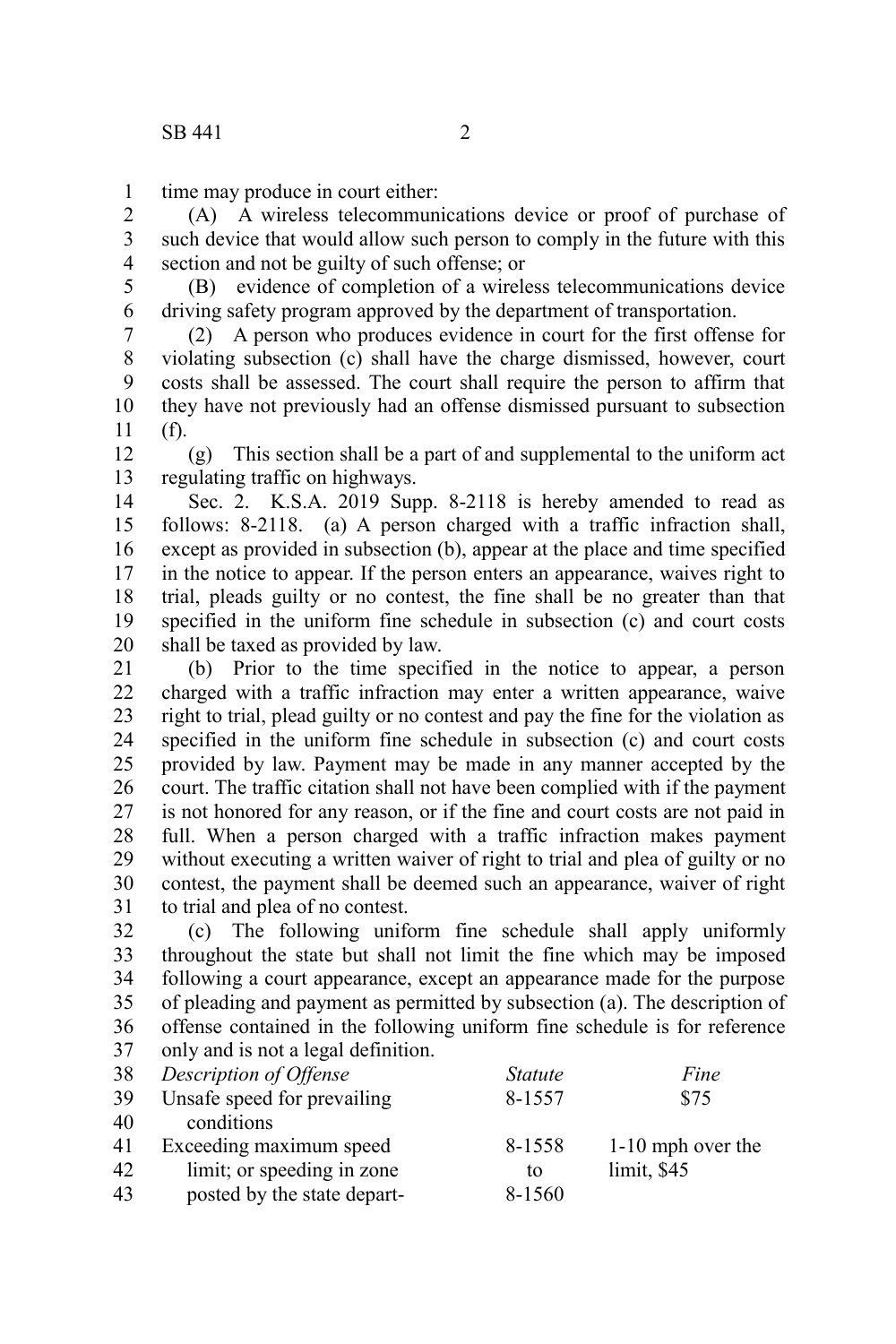time may produce in court either:

(A) A wireless telecommunications device or proof of purchase of such device that would allow such person to comply in the future with this section and not be guilty of such offense; or

(B) evidence of completion of a wireless telecommunications device driving safety program approved by the department of transportation.

(2) A person who produces evidence in court for the first offense for violating subsection (c) shall have the charge dismissed, however, court costs shall be assessed. The court shall require the person to affirm that they have not previously had an offense dismissed pursuant to subsection (f).

(g) This section shall be a part of and supplemental to the uniform act regulating traffic on highways.

Sec. 2. K.S.A. 2019 Supp. 8-2118 is hereby amended to read as follows: 8-2118. (a) A person charged with a traffic infraction shall, except as provided in subsection (b), appear at the place and time specified in the notice to appear. If the person enters an appearance, waives right to trial, pleads guilty or no contest, the fine shall be no greater than that specified in the uniform fine schedule in subsection (c) and court costs shall be taxed as provided by law.

(b) Prior to the time specified in the notice to appear, a person charged with a traffic infraction may enter a written appearance, waive right to trial, plead guilty or no contest and pay the fine for the violation as specified in the uniform fine schedule in subsection (c) and court costs provided by law. Payment may be made in any manner accepted by the court. The traffic citation shall not have been complied with if the payment is not honored for any reason, or if the fine and court costs are not paid in full. When a person charged with a traffic infraction makes payment without executing a written waiver of right to trial and plea of guilty or no contest, the payment shall be deemed such an appearance, waiver of right to trial and plea of no contest.

(c) The following uniform fine schedule shall apply uniformly throughout the state but shall not limit the fine which may be imposed following a court appearance, except an appearance made for the purpose of pleading and payment as permitted by subsection (a). The description of offense contained in the following uniform fine schedule is for reference only and is not a legal definition.

| *Description of Offense* | *Statute* | *Fine* |
|---|---|---|
| Unsafe speed for prevailing conditions | 8-1557 | $75 |
| Exceeding maximum speed limit; or speeding in zone posted by the state depart- | 8-1558 to 8-1560 | 1-10 mph over the limit, $45 |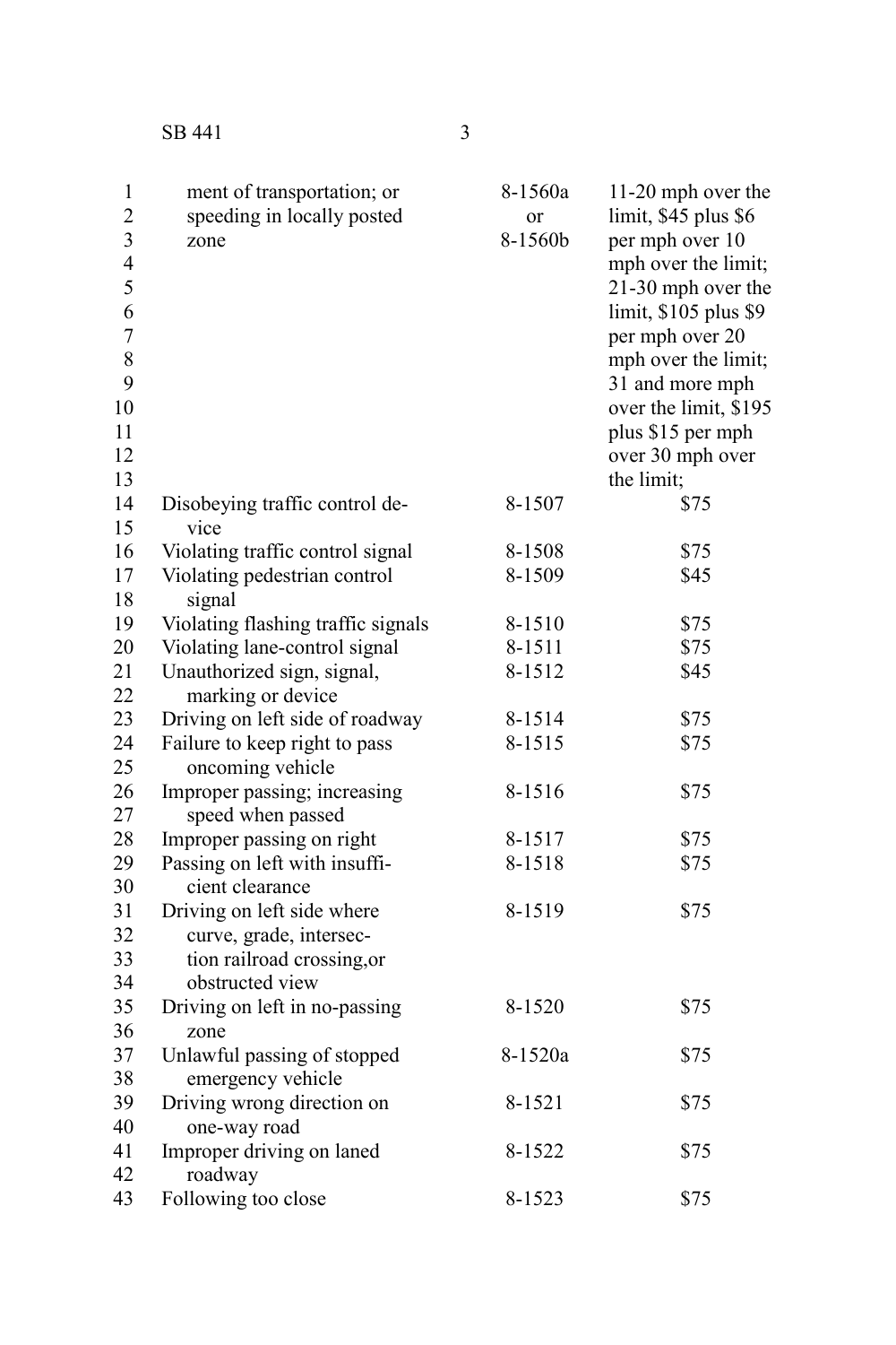| | | |
|---|---|---|
| ment of transportation; or speeding in locally posted zone | 8-1560a or 8-1560b | 11-20 mph over the limit, $45 plus $6 per mph over 10 mph over the limit; 21-30 mph over the limit, $105 plus $9 per mph over 20 mph over the limit; 31 and more mph over the limit, $195 plus $15 per mph over 30 mph over the limit; |
| Disobeying traffic control device | 8-1507 | $75 |
| Violating traffic control signal | 8-1508 | $75 |
| Violating pedestrian control signal | 8-1509 | $45 |
| Violating flashing traffic signals | 8-1510 | $75 |
| Violating lane-control signal | 8-1511 | $75 |
| Unauthorized sign, signal, marking or device | 8-1512 | $45 |
| Driving on left side of roadway | 8-1514 | $75 |
| Failure to keep right to pass oncoming vehicle | 8-1515 | $75 |
| Improper passing; increasing speed when passed | 8-1516 | $75 |
| Improper passing on right | 8-1517 | $75 |
| Passing on left with insufficient clearance | 8-1518 | $75 |
| Driving on left side where curve, grade, intersection railroad crossing,or obstructed view | 8-1519 | $75 |
| Driving on left in no-passing zone | 8-1520 | $75 |
| Unlawful passing of stopped emergency vehicle | 8-1520a | $75 |
| Driving wrong direction on one-way road | 8-1521 | $75 |
| Improper driving on laned roadway | 8-1522 | $75 |
| Following too close | 8-1523 | $75 |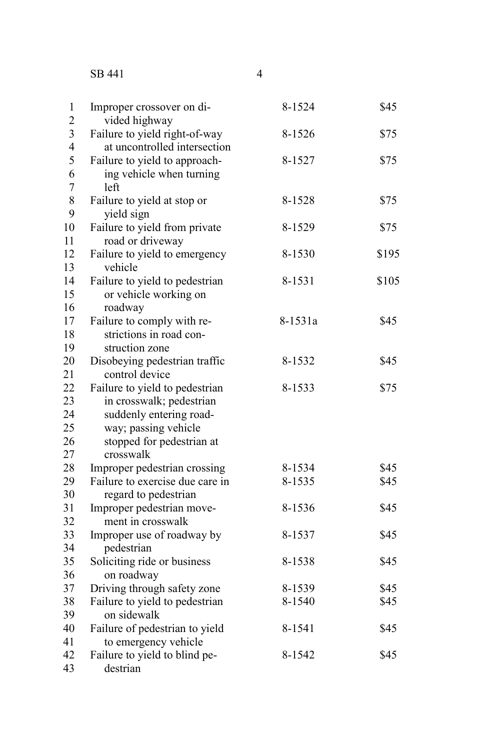| | | |
|---|---|---|
| Improper crossover on divided highway | 8-1524 | $45 |
| Failure to yield right-of-way at uncontrolled intersection | 8-1526 | $75 |
| Failure to yield to approaching vehicle when turning left | 8-1527 | $75 |
| Failure to yield at stop or yield sign | 8-1528 | $75 |
| Failure to yield from private road or driveway | 8-1529 | $75 |
| Failure to yield to emergency vehicle | 8-1530 | $195 |
| Failure to yield to pedestrian or vehicle working on roadway | 8-1531 | $105 |
| Failure to comply with restrictions in road construction zone | 8-1531a | $45 |
| Disobeying pedestrian traffic control device | 8-1532 | $45 |
| Failure to yield to pedestrian in crosswalk; pedestrian suddenly entering roadway; passing vehicle stopped for pedestrian at crosswalk | 8-1533 | $75 |
| Improper pedestrian crossing | 8-1534 | $45 |
| Failure to exercise due care in regard to pedestrian | 8-1535 | $45 |
| Improper pedestrian movement in crosswalk | 8-1536 | $45 |
| Improper use of roadway by pedestrian | 8-1537 | $45 |
| Soliciting ride or business on roadway | 8-1538 | $45 |
| Driving through safety zone | 8-1539 | $45 |
| Failure to yield to pedestrian on sidewalk | 8-1540 | $45 |
| Failure of pedestrian to yield to emergency vehicle | 8-1541 | $45 |
| Failure to yield to blind pedestrian | 8-1542 | $45 |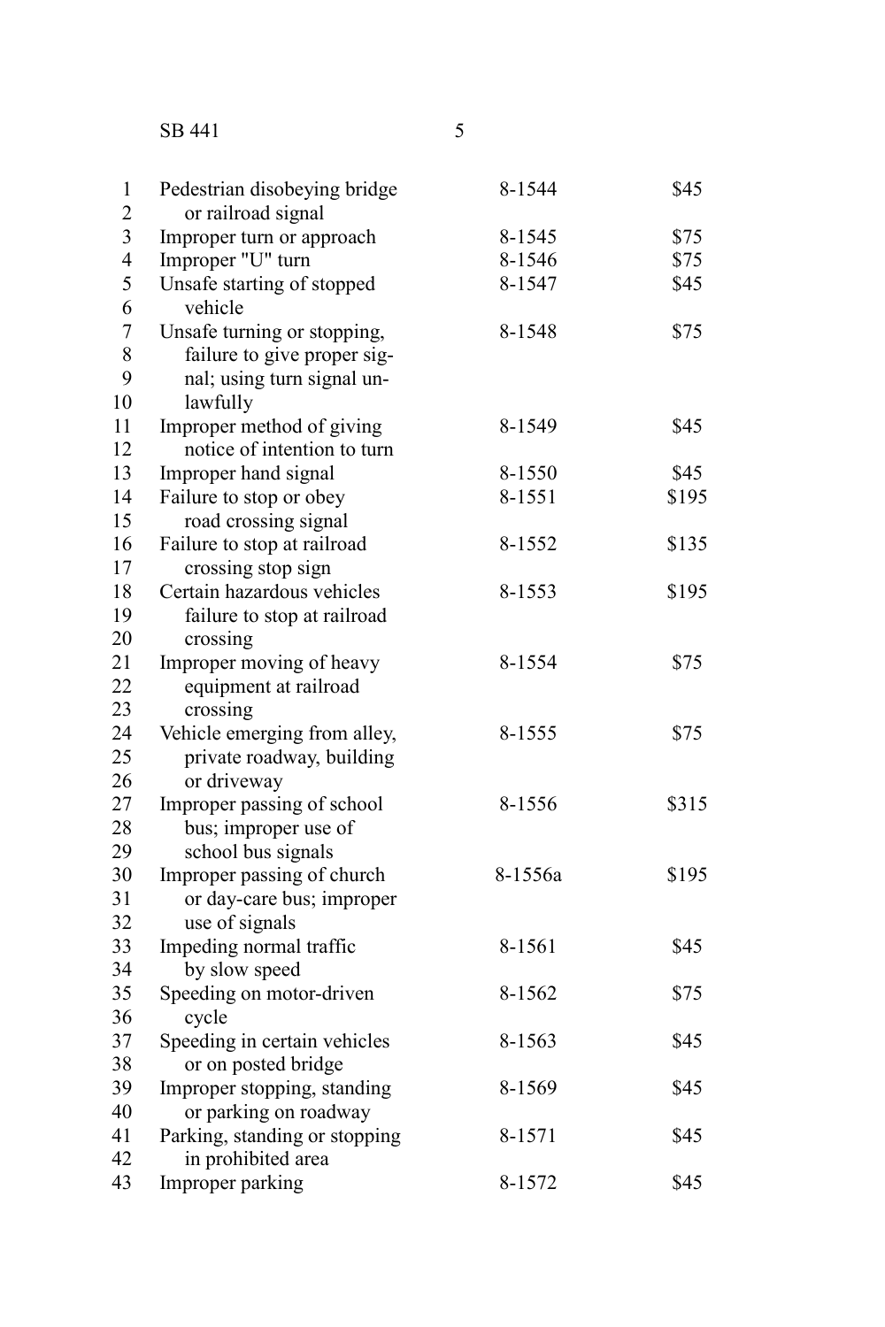| | | |
|---|---|---|
| Pedestrian disobeying bridge or railroad signal | 8-1544 | $45 |
| Improper turn or approach | 8-1545 | $75 |
| Improper "U" turn | 8-1546 | $75 |
| Unsafe starting of stopped vehicle | 8-1547 | $45 |
| Unsafe turning or stopping, failure to give proper signal; using turn signal unlawfully | 8-1548 | $75 |
| Improper method of giving notice of intention to turn | 8-1549 | $45 |
| Improper hand signal | 8-1550 | $45 |
| Failure to stop or obey road crossing signal | 8-1551 | $195 |
| Failure to stop at railroad crossing stop sign | 8-1552 | $135 |
| Certain hazardous vehicles failure to stop at railroad crossing | 8-1553 | $195 |
| Improper moving of heavy equipment at railroad crossing | 8-1554 | $75 |
| Vehicle emerging from alley, private roadway, building or driveway | 8-1555 | $75 |
| Improper passing of school bus; improper use of school bus signals | 8-1556 | $315 |
| Improper passing of church or day-care bus; improper use of signals | 8-1556a | $195 |
| Impeding normal traffic by slow speed | 8-1561 | $45 |
| Speeding on motor-driven cycle | 8-1562 | $75 |
| Speeding in certain vehicles or on posted bridge | 8-1563 | $45 |
| Improper stopping, standing or parking on roadway | 8-1569 | $45 |
| Parking, standing or stopping in prohibited area | 8-1571 | $45 |
| Improper parking | 8-1572 | $45 |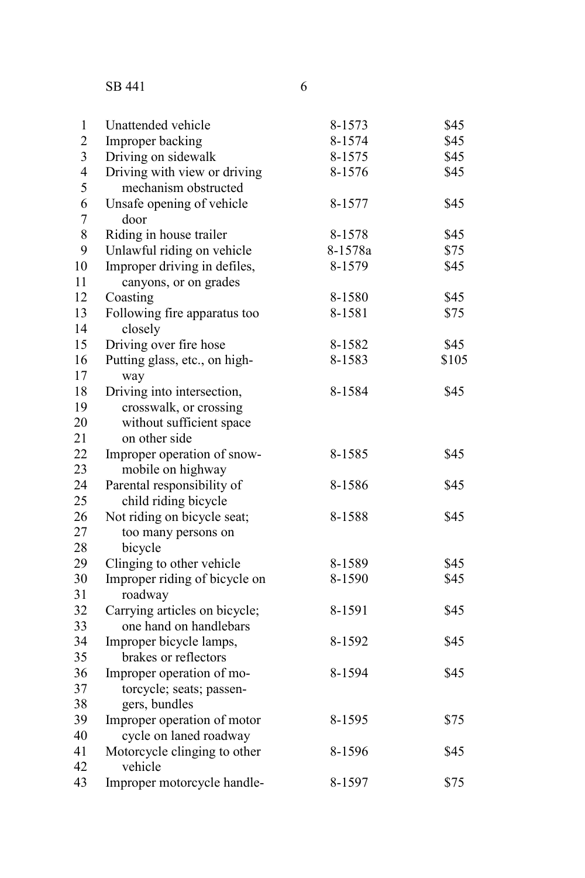| | | |
|---|---|---|
| Unattended vehicle | 8-1573 | $45 |
| Improper backing | 8-1574 | $45 |
| Driving on sidewalk | 8-1575 | $45 |
| Driving with view or driving mechanism obstructed | 8-1576 | $45 |
| Unsafe opening of vehicle door | 8-1577 | $45 |
| Riding in house trailer | 8-1578 | $45 |
| Unlawful riding on vehicle | 8-1578a | $75 |
| Improper driving in defiles, canyons, or on grades | 8-1579 | $45 |
| Coasting | 8-1580 | $45 |
| Following fire apparatus too closely | 8-1581 | $75 |
| Driving over fire hose | 8-1582 | $45 |
| Putting glass, etc., on highway | 8-1583 | $105 |
| Driving into intersection, crosswalk, or crossing without sufficient space on other side | 8-1584 | $45 |
| Improper operation of snowmobile on highway | 8-1585 | $45 |
| Parental responsibility of child riding bicycle | 8-1586 | $45 |
| Not riding on bicycle seat; too many persons on bicycle | 8-1588 | $45 |
| Clinging to other vehicle | 8-1589 | $45 |
| Improper riding of bicycle on roadway | 8-1590 | $45 |
| Carrying articles on bicycle; one hand on handlebars | 8-1591 | $45 |
| Improper bicycle lamps, brakes or reflectors | 8-1592 | $45 |
| Improper operation of motorcycle; seats; passengers, bundles | 8-1594 | $45 |
| Improper operation of motor cycle on laned roadway | 8-1595 | $75 |
| Motorcycle clinging to other vehicle | 8-1596 | $45 |
| Improper motorcycle handle- | 8-1597 | $75 |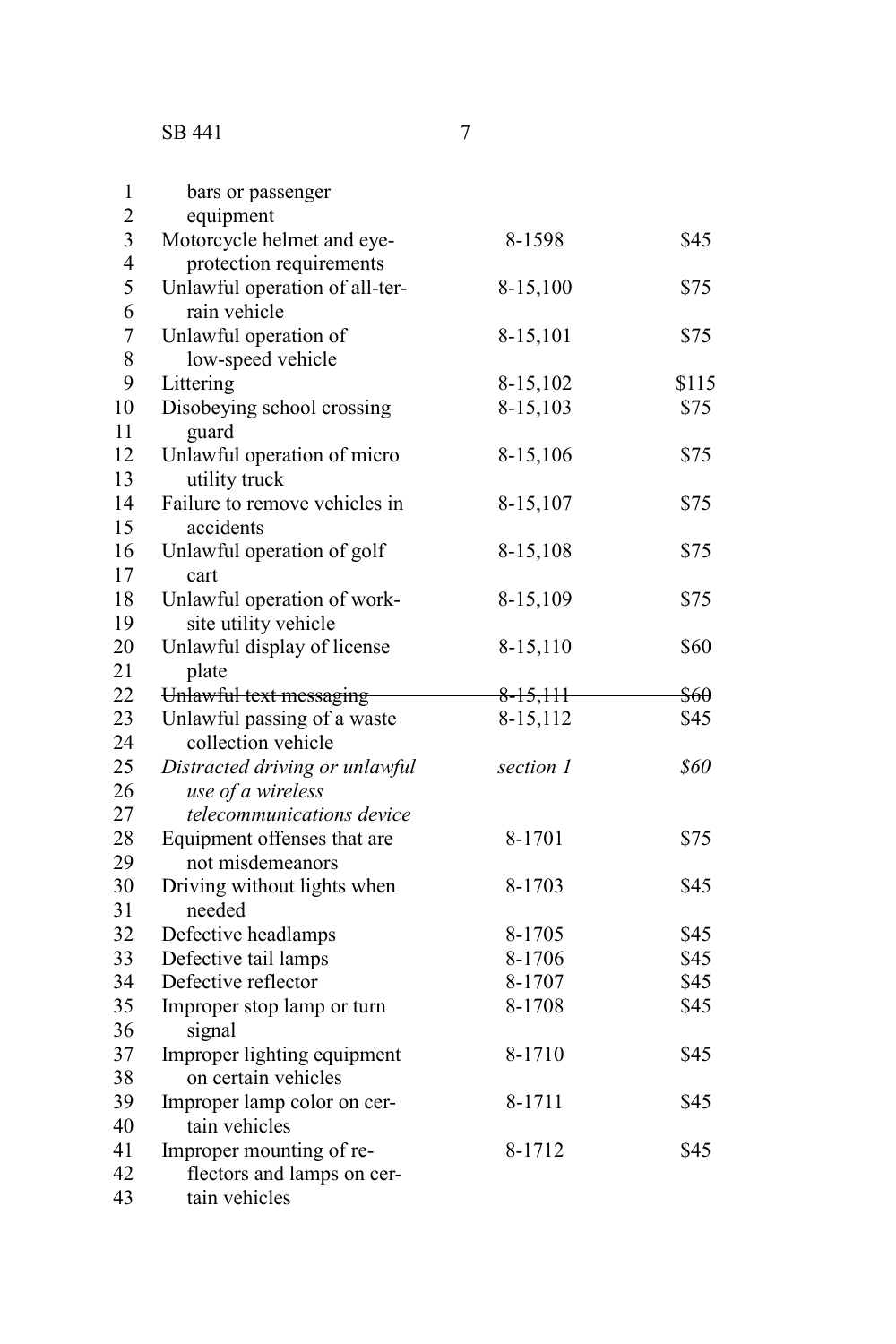| | | |
|---|---|---|
| bars or passenger equipment | | |
| Motorcycle helmet and eye-protection requirements | 8-1598 | $45 |
| Unlawful operation of all-terrain vehicle | 8-15,100 | $75 |
| Unlawful operation of low-speed vehicle | 8-15,101 | $75 |
| Littering | 8-15,102 | $115 |
| Disobeying school crossing guard | 8-15,103 | $75 |
| Unlawful operation of micro utility truck | 8-15,106 | $75 |
| Failure to remove vehicles in accidents | 8-15,107 | $75 |
| Unlawful operation of golf cart | 8-15,108 | $75 |
| Unlawful operation of work-site utility vehicle | 8-15,109 | $75 |
| Unlawful display of license plate | 8-15,110 | $60 |
| ~~Unlawful text messaging~~ | ~~8-15,111~~ | ~~$60~~ |
| Unlawful passing of a waste collection vehicle | 8-15,112 | $45 |
| *Distracted driving or unlawful use of a wireless telecommunications device* | *section 1* | *$60* |
| Equipment offenses that are not misdemeanors | 8-1701 | $75 |
| Driving without lights when needed | 8-1703 | $45 |
| Defective headlamps | 8-1705 | $45 |
| Defective tail lamps | 8-1706 | $45 |
| Defective reflector | 8-1707 | $45 |
| Improper stop lamp or turn signal | 8-1708 | $45 |
| Improper lighting equipment on certain vehicles | 8-1710 | $45 |
| Improper lamp color on certain vehicles | 8-1711 | $45 |
| Improper mounting of reflectors and lamps on certain vehicles | 8-1712 | $45 |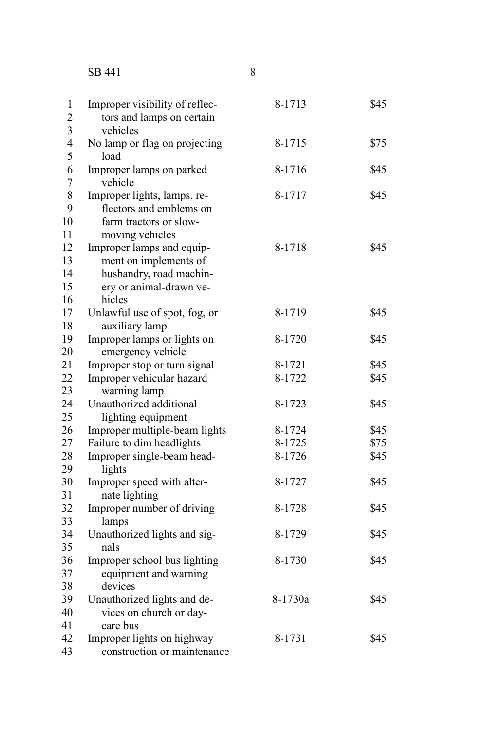| | | |
|---|---|---|
| Improper visibility of reflectors and lamps on certain vehicles | 8-1713 | $45 |
| No lamp or flag on projecting load | 8-1715 | $75 |
| Improper lamps on parked vehicle | 8-1716 | $45 |
| Improper lights, lamps, reflectors and emblems on farm tractors or slow-moving vehicles | 8-1717 | $45 |
| Improper lamps and equipment on implements of husbandry, road machinery or animal-drawn vehicles | 8-1718 | $45 |
| Unlawful use of spot, fog, or auxiliary lamp | 8-1719 | $45 |
| Improper lamps or lights on emergency vehicle | 8-1720 | $45 |
| Improper stop or turn signal | 8-1721 | $45 |
| Improper vehicular hazard warning lamp | 8-1722 | $45 |
| Unauthorized additional lighting equipment | 8-1723 | $45 |
| Improper multiple-beam lights | 8-1724 | $45 |
| Failure to dim headlights | 8-1725 | $75 |
| Improper single-beam headlights | 8-1726 | $45 |
| Improper speed with alternate lighting | 8-1727 | $45 |
| Improper number of driving lamps | 8-1728 | $45 |
| Unauthorized lights and signals | 8-1729 | $45 |
| Improper school bus lighting equipment and warning devices | 8-1730 | $45 |
| Unauthorized lights and devices on church or daycare bus | 8-1730a | $45 |
| Improper lights on highway construction or maintenance | 8-1731 | $45 |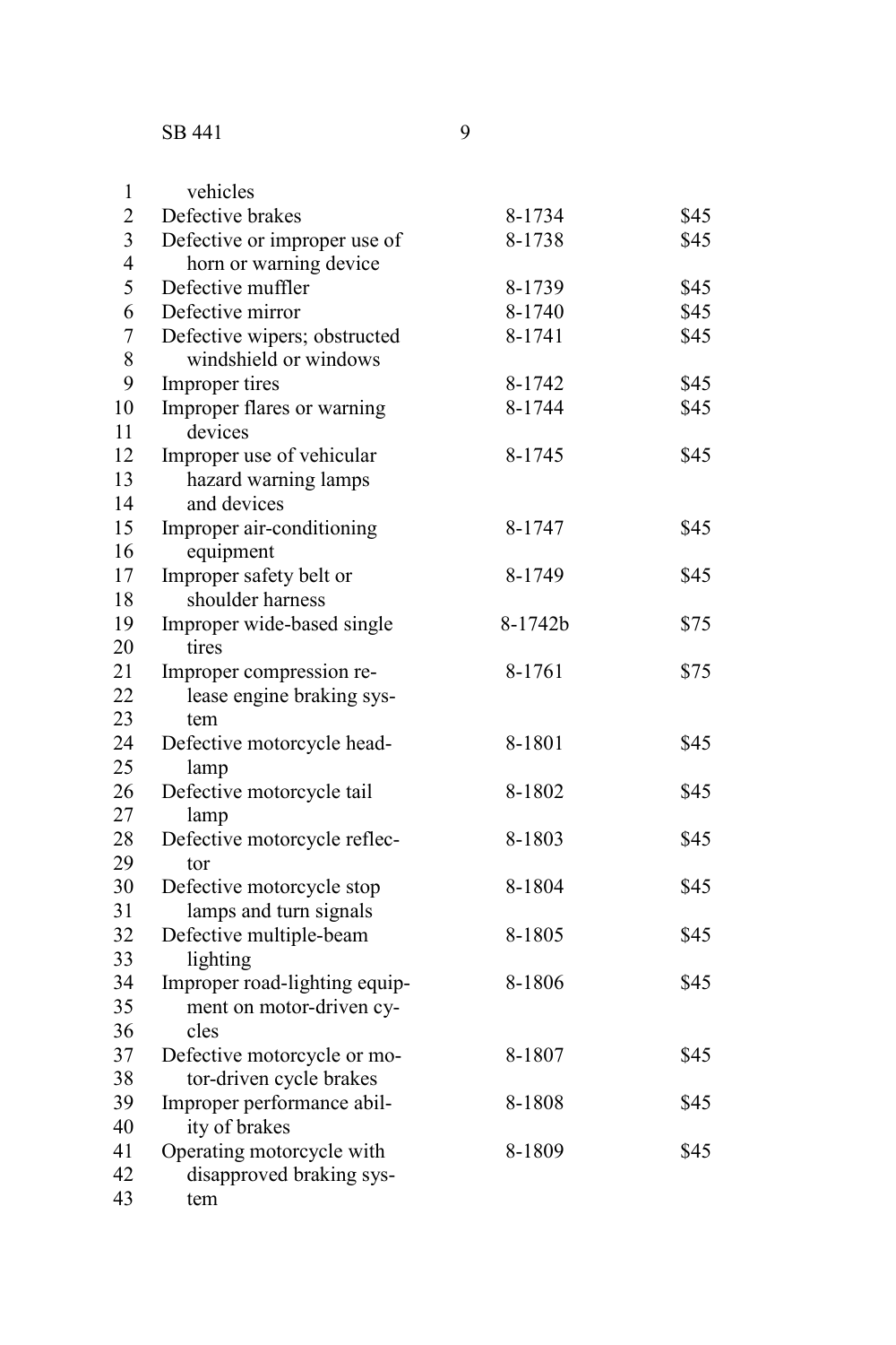| | | |
|---|---|---|
| vehicles | | |
| Defective brakes | 8-1734 | $45 |
| Defective or improper use of horn or warning device | 8-1738 | $45 |
| Defective muffler | 8-1739 | $45 |
| Defective mirror | 8-1740 | $45 |
| Defective wipers; obstructed windshield or windows | 8-1741 | $45 |
| Improper tires | 8-1742 | $45 |
| Improper flares or warning devices | 8-1744 | $45 |
| Improper use of vehicular hazard warning lamps and devices | 8-1745 | $45 |
| Improper air-conditioning equipment | 8-1747 | $45 |
| Improper safety belt or shoulder harness | 8-1749 | $45 |
| Improper wide-based single tires | 8-1742b | $75 |
| Improper compression release engine braking system | 8-1761 | $75 |
| Defective motorcycle headlamp | 8-1801 | $45 |
| Defective motorcycle tail lamp | 8-1802 | $45 |
| Defective motorcycle reflector | 8-1803 | $45 |
| Defective motorcycle stop lamps and turn signals | 8-1804 | $45 |
| Defective multiple-beam lighting | 8-1805 | $45 |
| Improper road-lighting equipment on motor-driven cycles | 8-1806 | $45 |
| Defective motorcycle or motor-driven cycle brakes | 8-1807 | $45 |
| Improper performance ability of brakes | 8-1808 | $45 |
| Operating motorcycle with disapproved braking system | 8-1809 | $45 |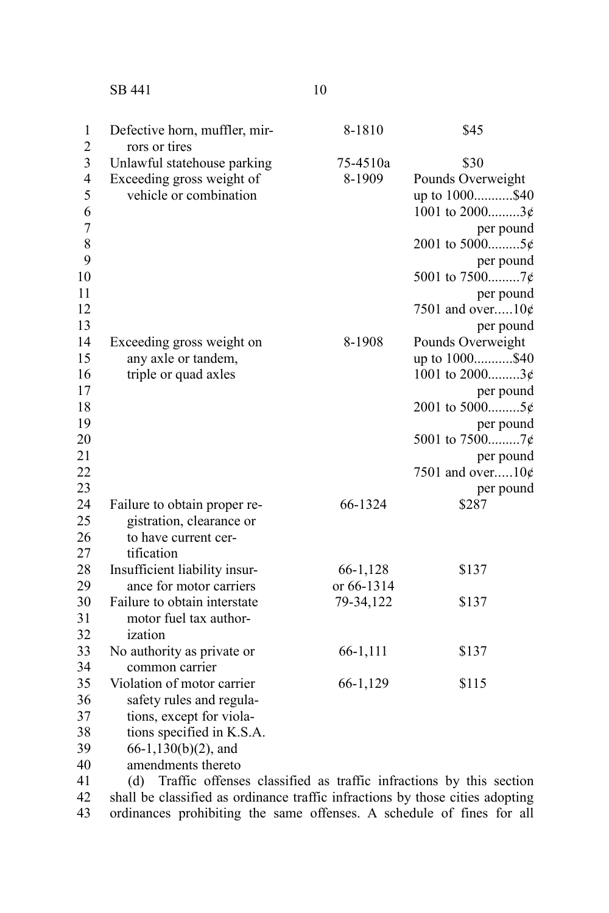| | | |
|---|---|---|
| Defective horn, muffler, mirrors or tires | 8-1810 | $45 |
| Unlawful statehouse parking | 75-4510a | $30 |
| Exceeding gross weight of vehicle or combination | 8-1909 | Pounds Overweight<br>up to 1000...........$40<br>1001 to 2000.........3¢ per pound<br>2001 to 5000.........5¢ per pound<br>5001 to 7500.........7¢ per pound<br>7501 and over.....10¢ per pound |
| Exceeding gross weight on any axle or tandem, triple or quad axles | 8-1908 | Pounds Overweight<br>up to 1000...........$40<br>1001 to 2000.........3¢ per pound<br>2001 to 5000.........5¢ per pound<br>5001 to 7500.........7¢ per pound<br>7501 and over.....10¢ per pound |
| Failure to obtain proper registration, clearance or to have current certification | 66-1324 | $287 |
| Insufficient liability insurance for motor carriers | 66-1,128 or 66-1314 | $137 |
| Failure to obtain interstate motor fuel tax authorization | 79-34,122 | $137 |
| No authority as private or common carrier | 66-1,111 | $137 |
| Violation of motor carrier safety rules and regulations, except for violations specified in K.S.A. 66-1,130(b)(2), and amendments thereto | 66-1,129 | $115 |

(d) Traffic offenses classified as traffic infractions by this section shall be classified as ordinance traffic infractions by those cities adopting ordinances prohibiting the same offenses. A schedule of fines for all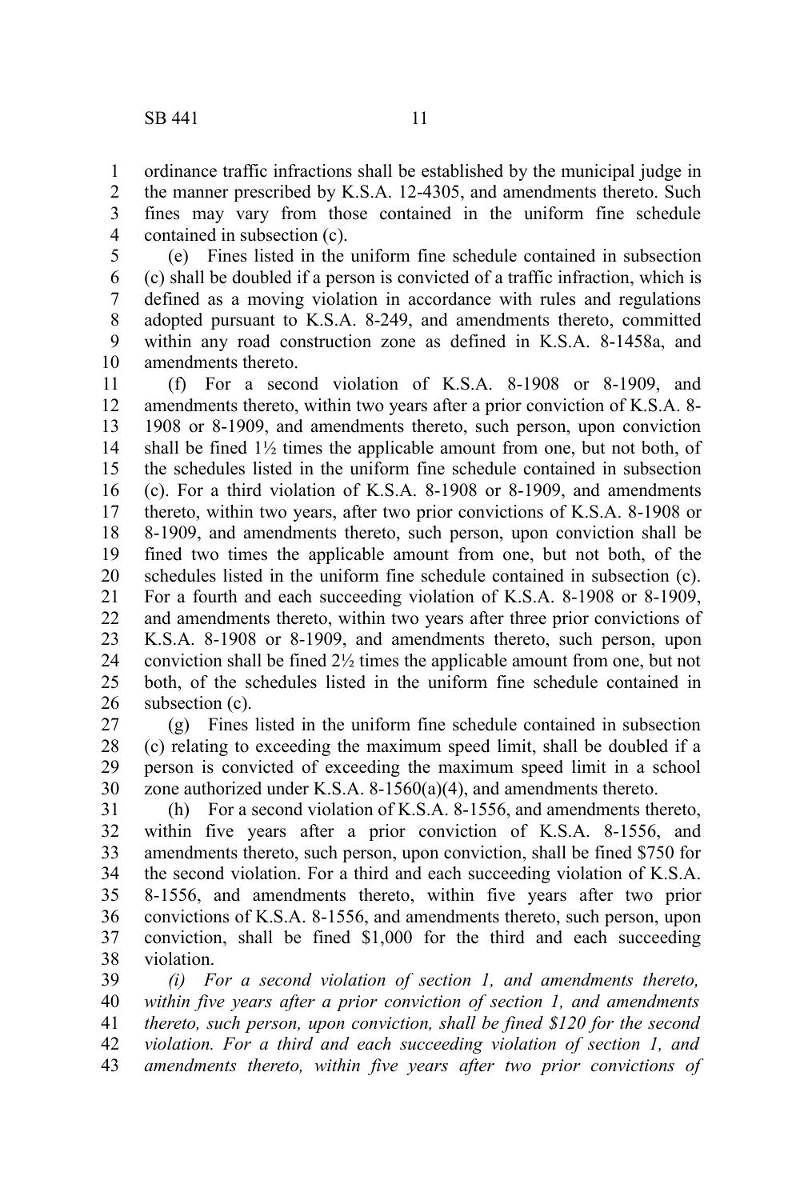ordinance traffic infractions shall be established by the municipal judge in the manner prescribed by K.S.A. 12-4305, and amendments thereto. Such fines may vary from those contained in the uniform fine schedule contained in subsection (c).

(e) Fines listed in the uniform fine schedule contained in subsection (c) shall be doubled if a person is convicted of a traffic infraction, which is defined as a moving violation in accordance with rules and regulations adopted pursuant to K.S.A. 8-249, and amendments thereto, committed within any road construction zone as defined in K.S.A. 8-1458a, and amendments thereto.

(f) For a second violation of K.S.A. 8-1908 or 8-1909, and amendments thereto, within two years after a prior conviction of K.S.A. 8-1908 or 8-1909, and amendments thereto, such person, upon conviction shall be fined 1½ times the applicable amount from one, but not both, of the schedules listed in the uniform fine schedule contained in subsection (c). For a third violation of K.S.A. 8-1908 or 8-1909, and amendments thereto, within two years, after two prior convictions of K.S.A. 8-1908 or 8-1909, and amendments thereto, such person, upon conviction shall be fined two times the applicable amount from one, but not both, of the schedules listed in the uniform fine schedule contained in subsection (c). For a fourth and each succeeding violation of K.S.A. 8-1908 or 8-1909, and amendments thereto, within two years after three prior convictions of K.S.A. 8-1908 or 8-1909, and amendments thereto, such person, upon conviction shall be fined 2½ times the applicable amount from one, but not both, of the schedules listed in the uniform fine schedule contained in subsection (c).

(g) Fines listed in the uniform fine schedule contained in subsection (c) relating to exceeding the maximum speed limit, shall be doubled if a person is convicted of exceeding the maximum speed limit in a school zone authorized under K.S.A. 8-1560(a)(4), and amendments thereto.

(h) For a second violation of K.S.A. 8-1556, and amendments thereto, within five years after a prior conviction of K.S.A. 8-1556, and amendments thereto, such person, upon conviction, shall be fined $750 for the second violation. For a third and each succeeding violation of K.S.A. 8-1556, and amendments thereto, within five years after two prior convictions of K.S.A. 8-1556, and amendments thereto, such person, upon conviction, shall be fined $1,000 for the third and each succeeding violation.

*(i) For a second violation of section 1, and amendments thereto, within five years after a prior conviction of section 1, and amendments thereto, such person, upon conviction, shall be fined $120 for the second violation. For a third and each succeeding violation of section 1, and amendments thereto, within five years after two prior convictions of*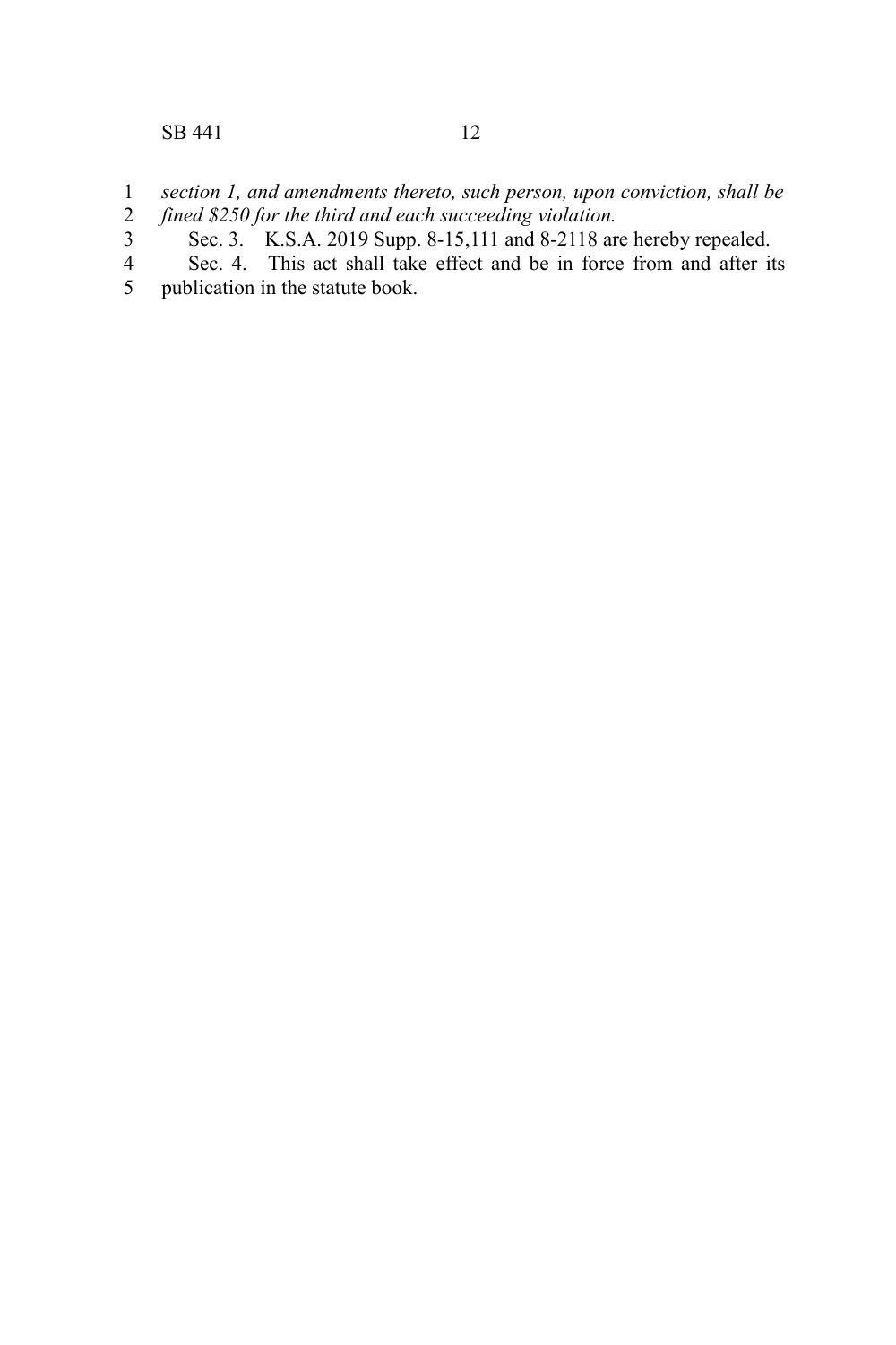*section 1, and amendments thereto, such person, upon conviction, shall be fined $250 for the third and each succeeding violation.*

Sec. 3. K.S.A. 2019 Supp. 8-15,111 and 8-2118 are hereby repealed.

Sec. 4. This act shall take effect and be in force from and after its publication in the statute book.